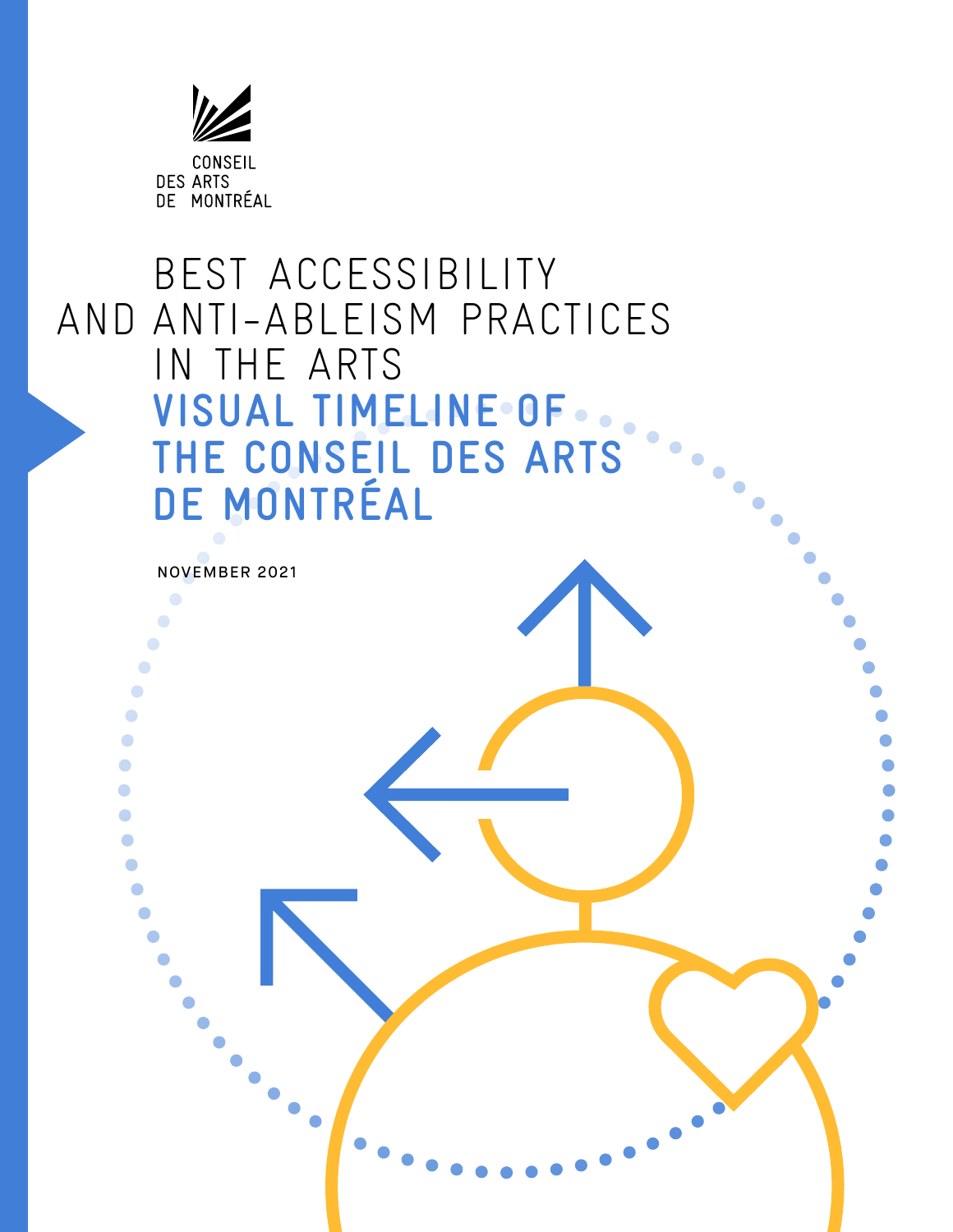CONSEIL DES ARTS DE MONTRÉAL

# BEST ACCESSIBILITY AND ANTI-ABLEISM PRACTICES IN THE ARTS

## VISUAL TIMELINE OF THE CONSEIL DES ARTS DE MONTRÉAL

NOVEMBER 2021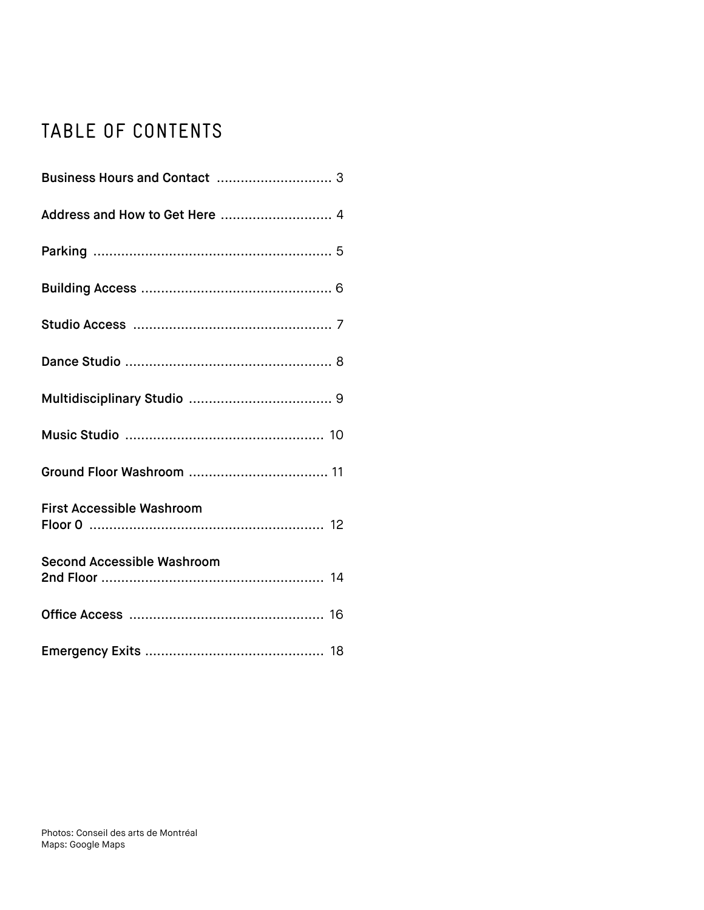# TABLE OF CONTENTS

**Business Hours and Contact** ............................ 3

**Address and How to Get Here** ........................... 4

**Parking** ........................................................... 5

**Building Access** ............................................... 6

**Studio Access** ................................................. 7

**Dance Studio** ................................................... 8

**Multidisciplinary Studio** ................................... 9

**Music Studio** ................................................. 10

**Ground Floor Washroom** .................................. 11

**First Accessible Washroom**
**Floor 0** .......................................................... 12

**Second Accessible Washroom**
**2nd Floor** ....................................................... 14

**Office Access** ................................................ 16

**Emergency Exits** ............................................ 18

Photos: Conseil des arts de Montréal
Maps: Google Maps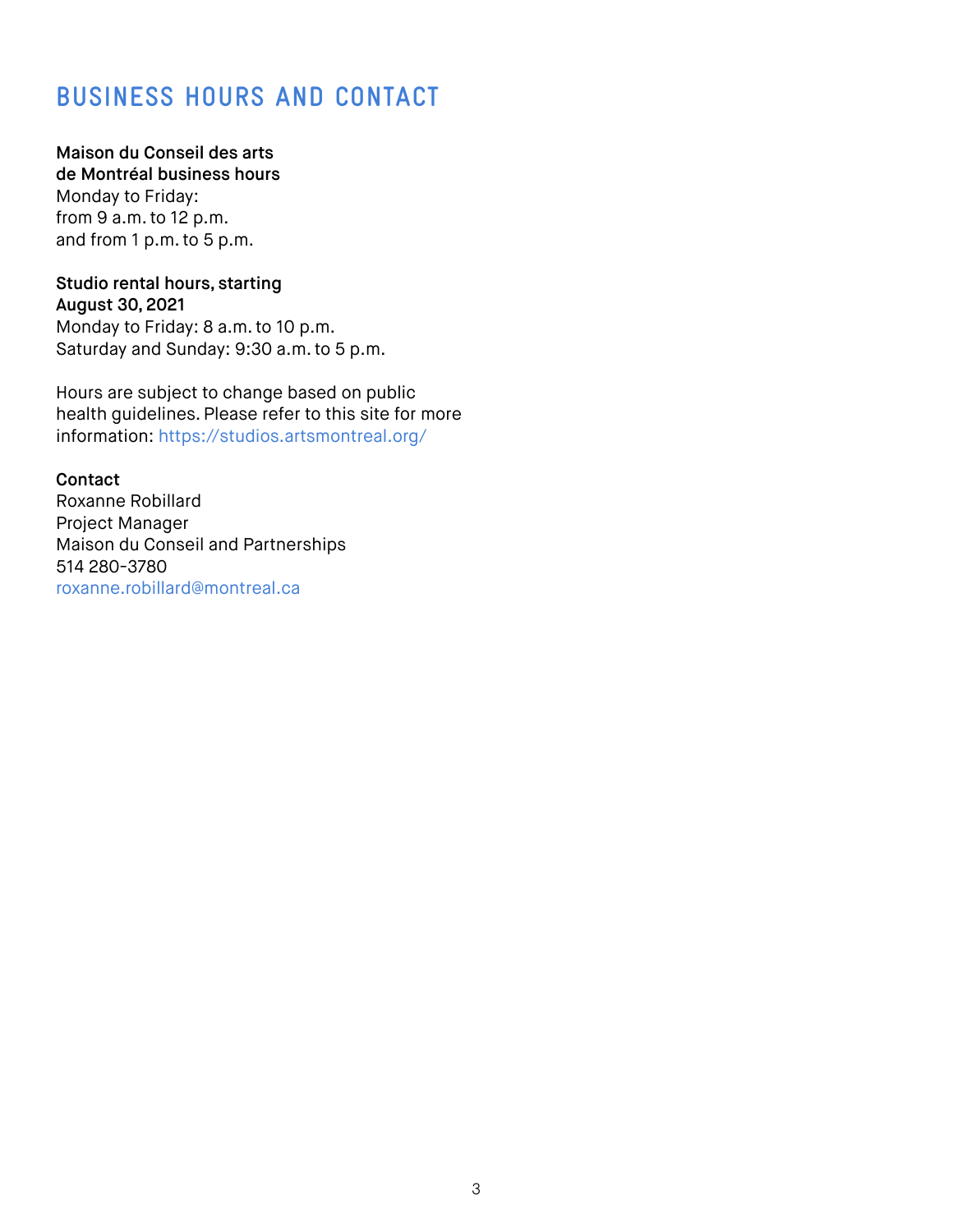# BUSINESS HOURS AND CONTACT

**Maison du Conseil des arts de Montréal business hours**
Monday to Friday:
from 9 a.m. to 12 p.m.
and from 1 p.m. to 5 p.m.

**Studio rental hours, starting August 30, 2021**
Monday to Friday: 8 a.m. to 10 p.m.
Saturday and Sunday: 9:30 a.m. to 5 p.m.

Hours are subject to change based on public health guidelines. Please refer to this site for more information: https://studios.artsmontreal.org/

**Contact**
Roxanne Robillard
Project Manager
Maison du Conseil and Partnerships
514 280-3780
roxanne.robillard@montreal.ca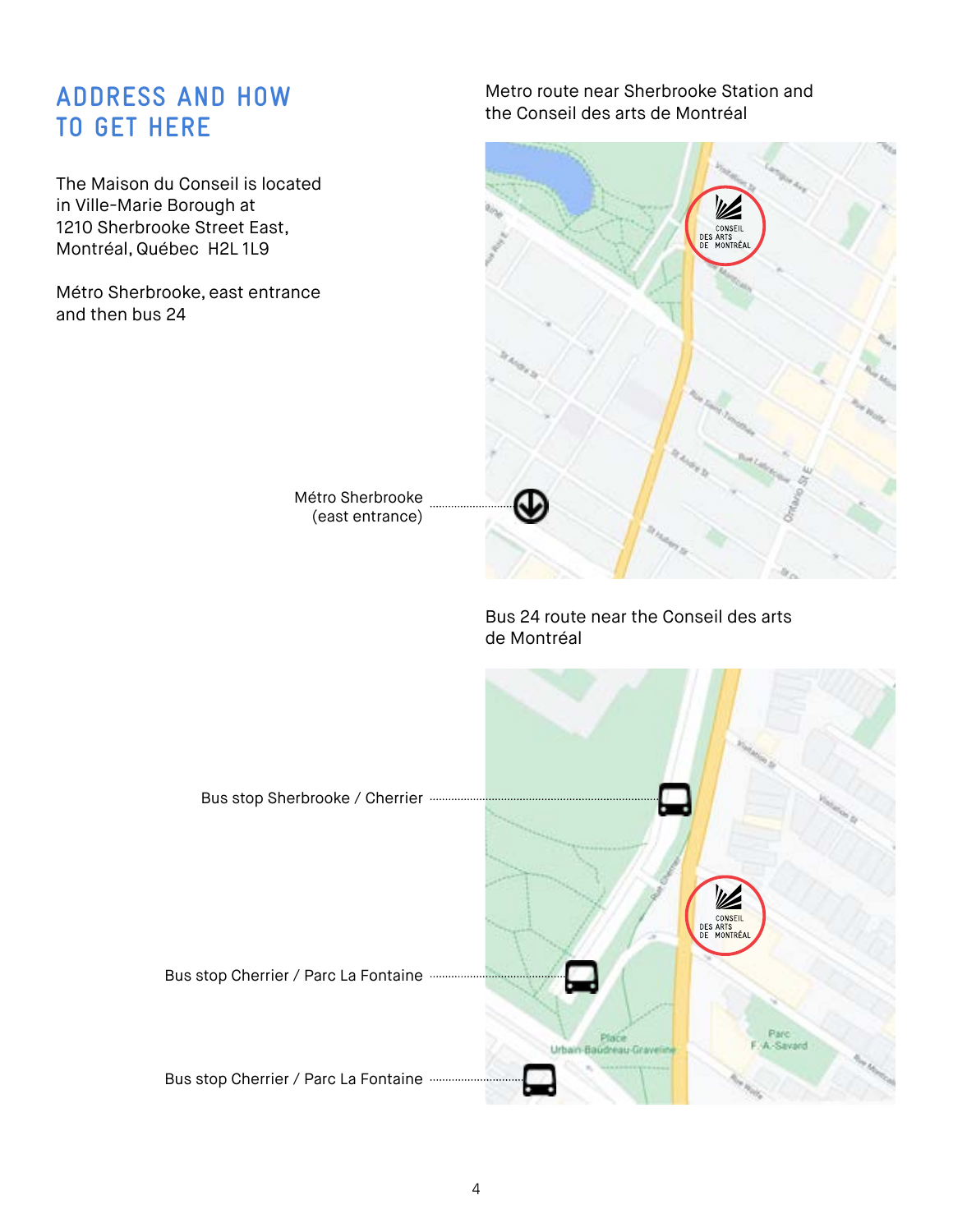## ADDRESS AND HOW TO GET HERE

The Maison du Conseil is located in Ville-Marie Borough at 1210 Sherbrooke Street East, Montréal, Québec  H2L 1L9

Métro Sherbrooke, east entrance and then bus 24

Metro route near Sherbrooke Station and the Conseil des arts de Montréal

Métro Sherbrooke (east entrance)

Bus 24 route near the Conseil des arts de Montréal

Bus stop Sherbrooke / Cherrier

Bus stop Cherrier / Parc La Fontaine

Bus stop Cherrier / Parc La Fontaine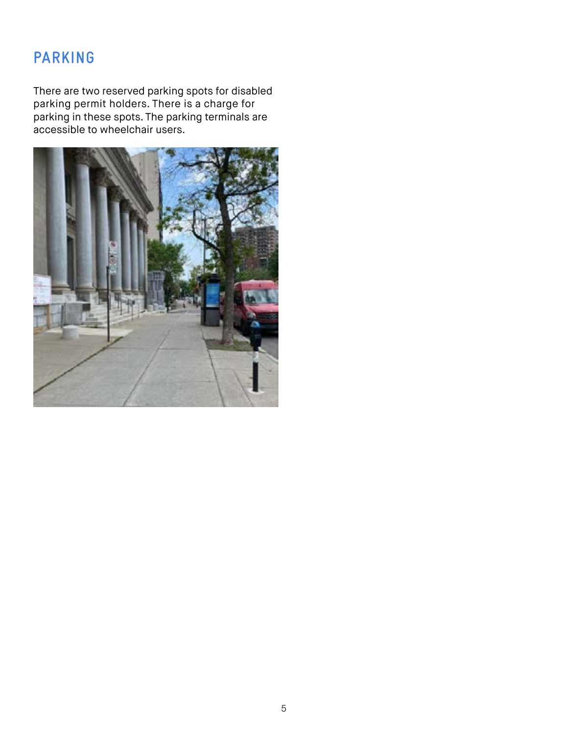## PARKING

There are two reserved parking spots for disabled parking permit holders. There is a charge for parking in these spots. The parking terminals are accessible to wheelchair users.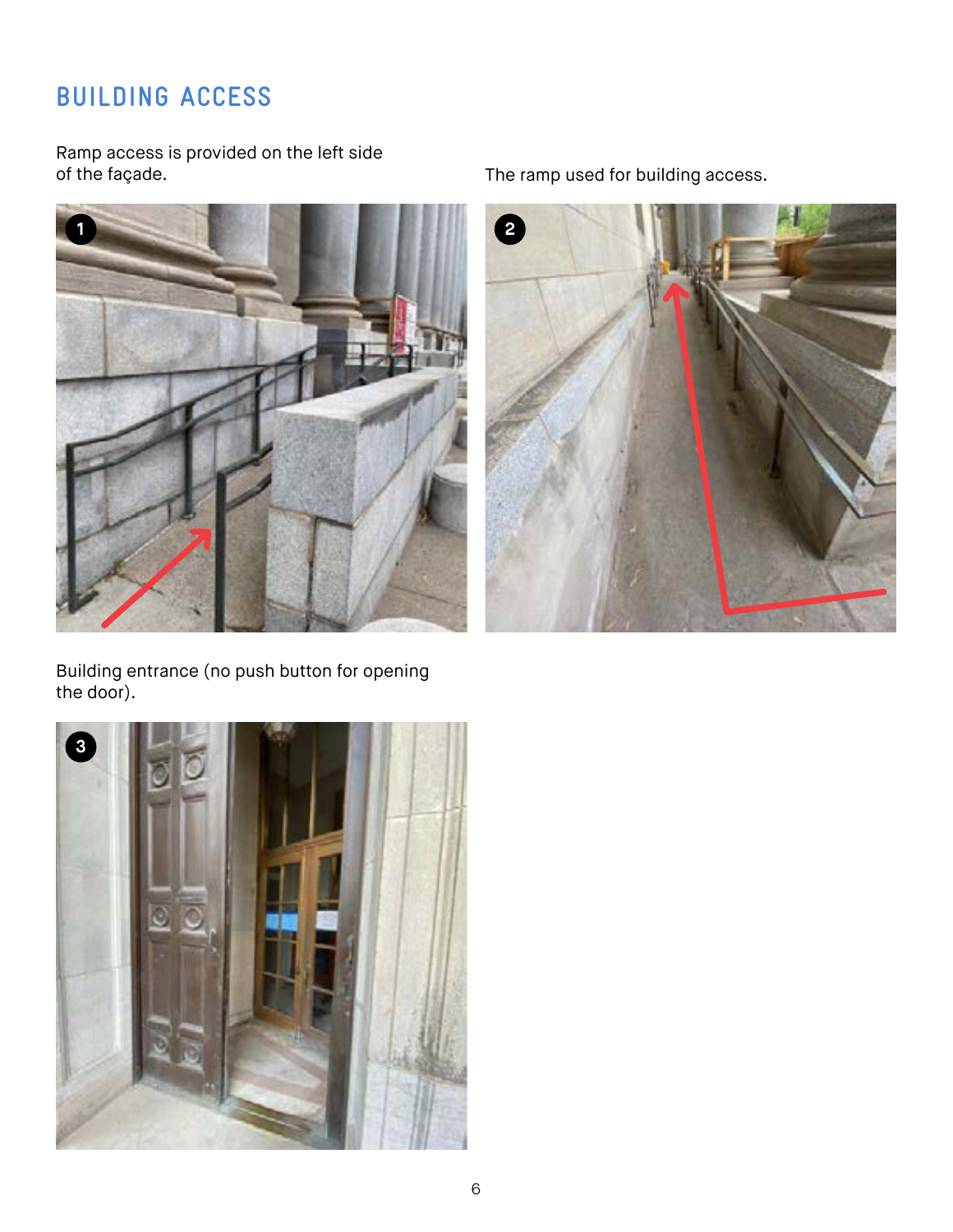# BUILDING ACCESS

Ramp access is provided on the left side of the façade.

The ramp used for building access.

Building entrance (no push button for opening the door).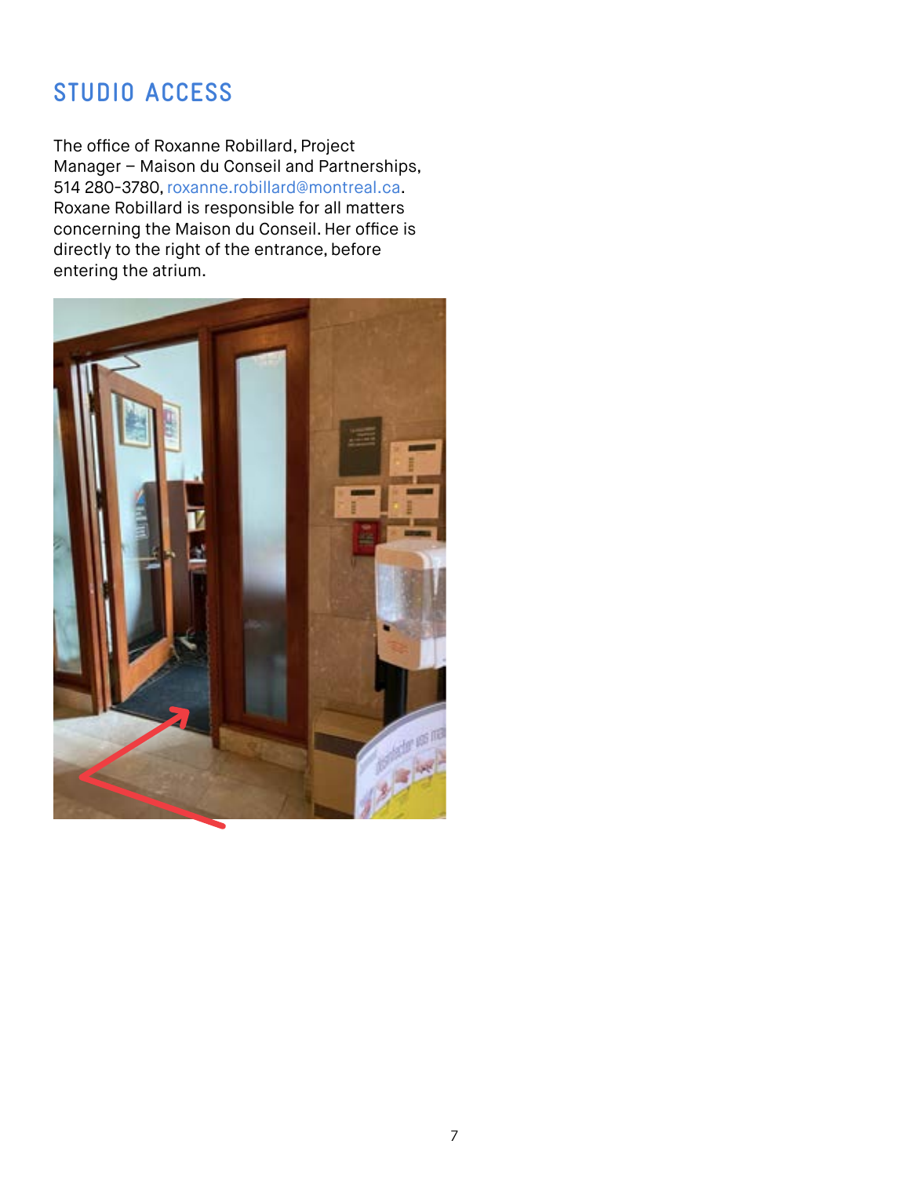## STUDIO ACCESS

The office of Roxanne Robillard, Project Manager – Maison du Conseil and Partnerships, 514 280-3780, roxanne.robillard@montreal.ca. Roxane Robillard is responsible for all matters concerning the Maison du Conseil. Her office is directly to the right of the entrance, before entering the atrium.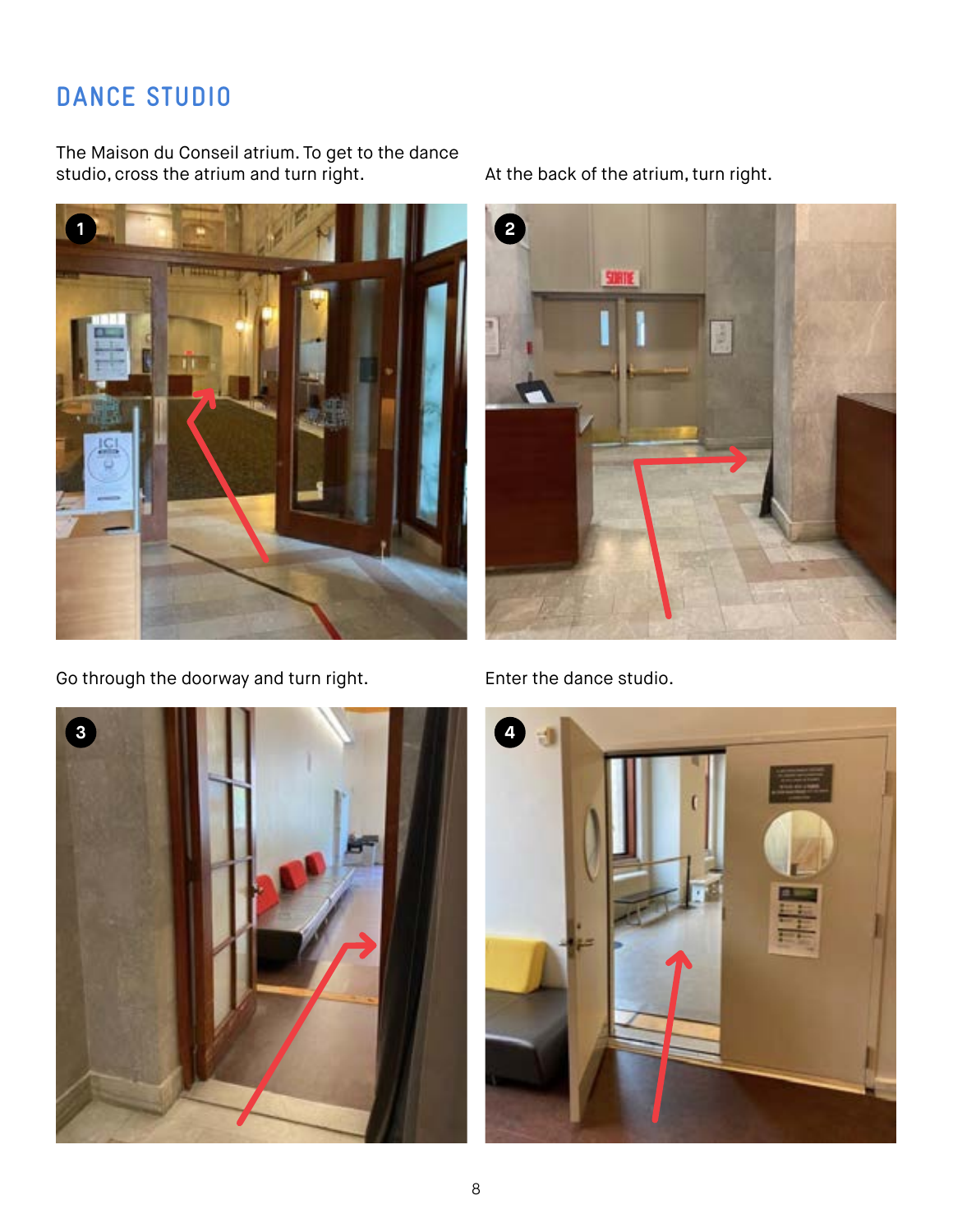## DANCE STUDIO

The Maison du Conseil atrium. To get to the dance studio, cross the atrium and turn right.

At the back of the atrium, turn right.

Go through the doorway and turn right.

Enter the dance studio.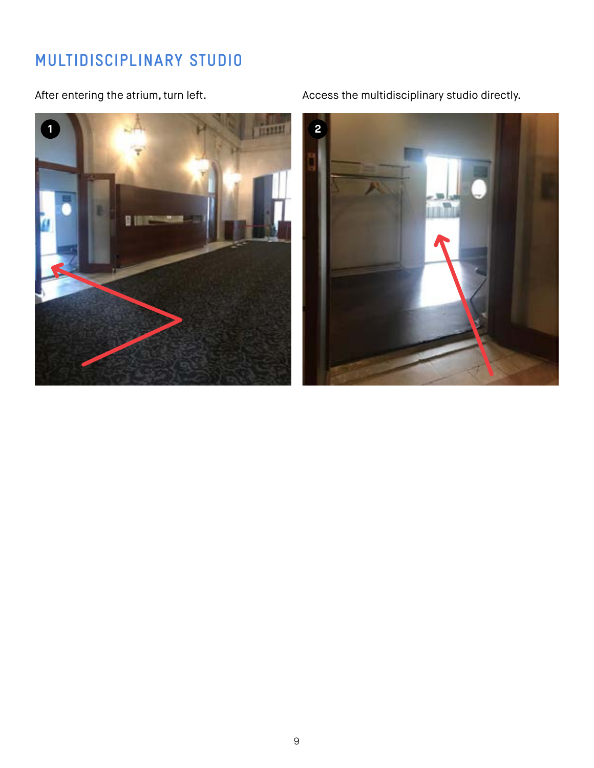## MULTIDISCIPLINARY STUDIO

After entering the atrium, turn left.

Access the multidisciplinary studio directly.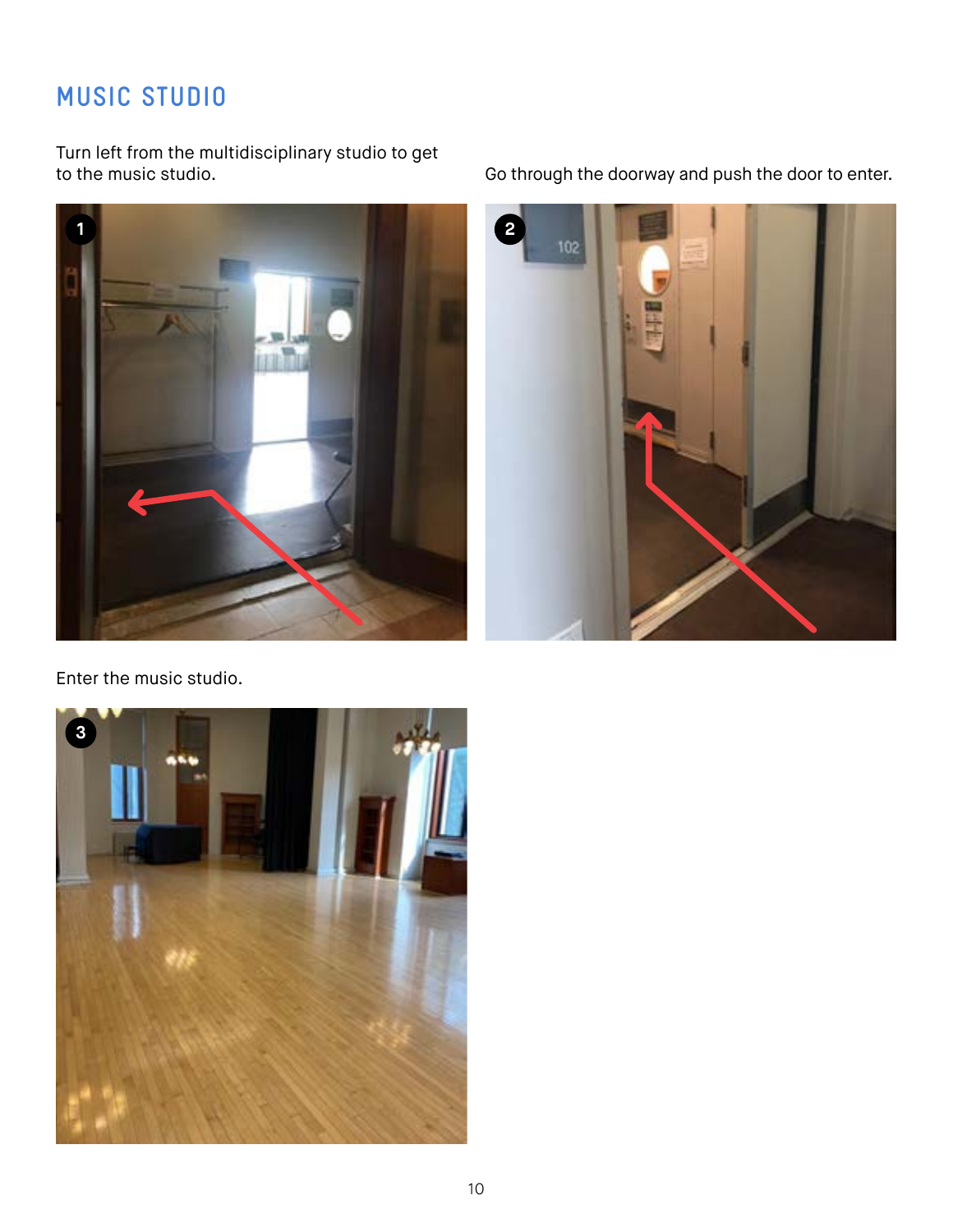## MUSIC STUDIO

Turn left from the multidisciplinary studio to get to the music studio.

Go through the doorway and push the door to enter.

Enter the music studio.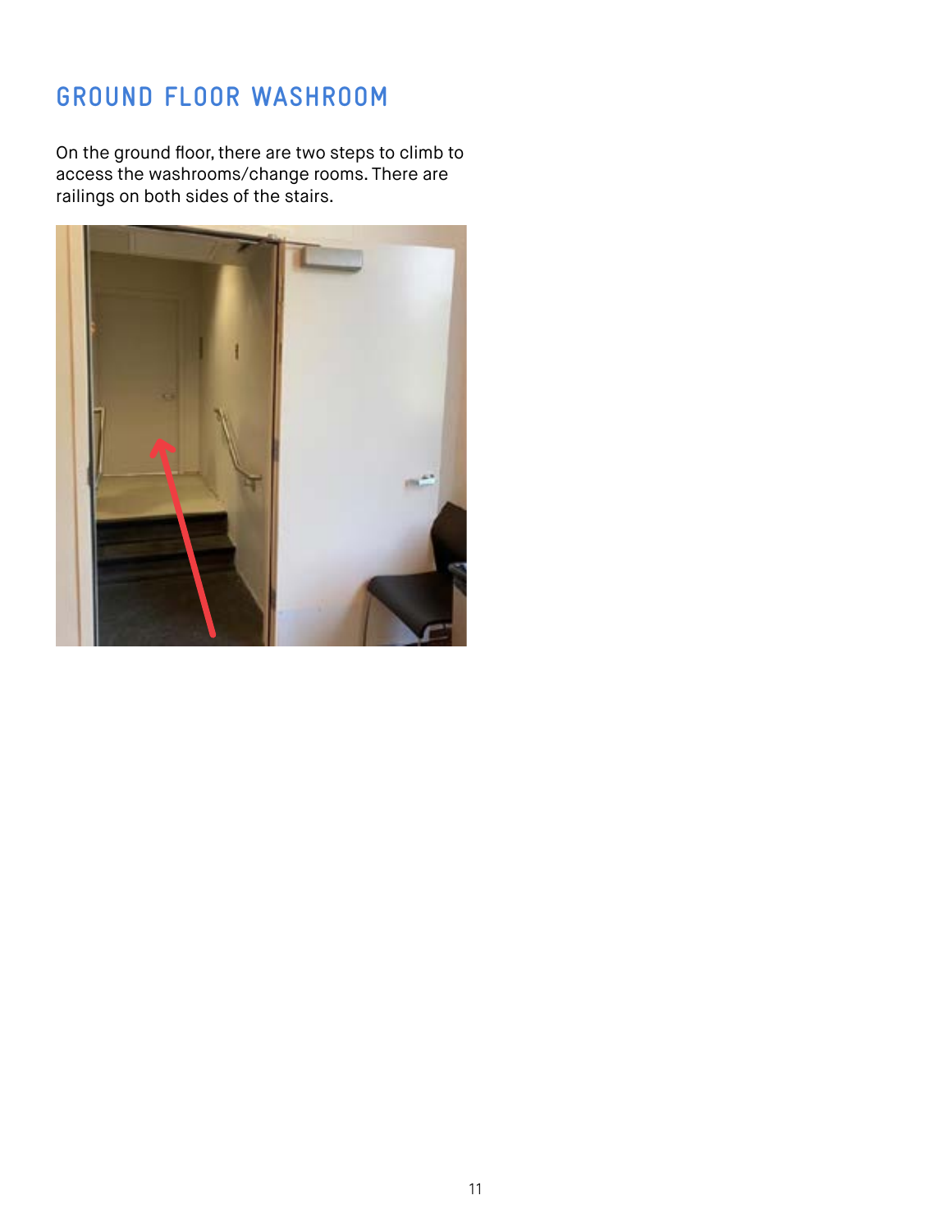## GROUND FLOOR WASHROOM

On the ground floor, there are two steps to climb to access the washrooms/change rooms. There are railings on both sides of the stairs.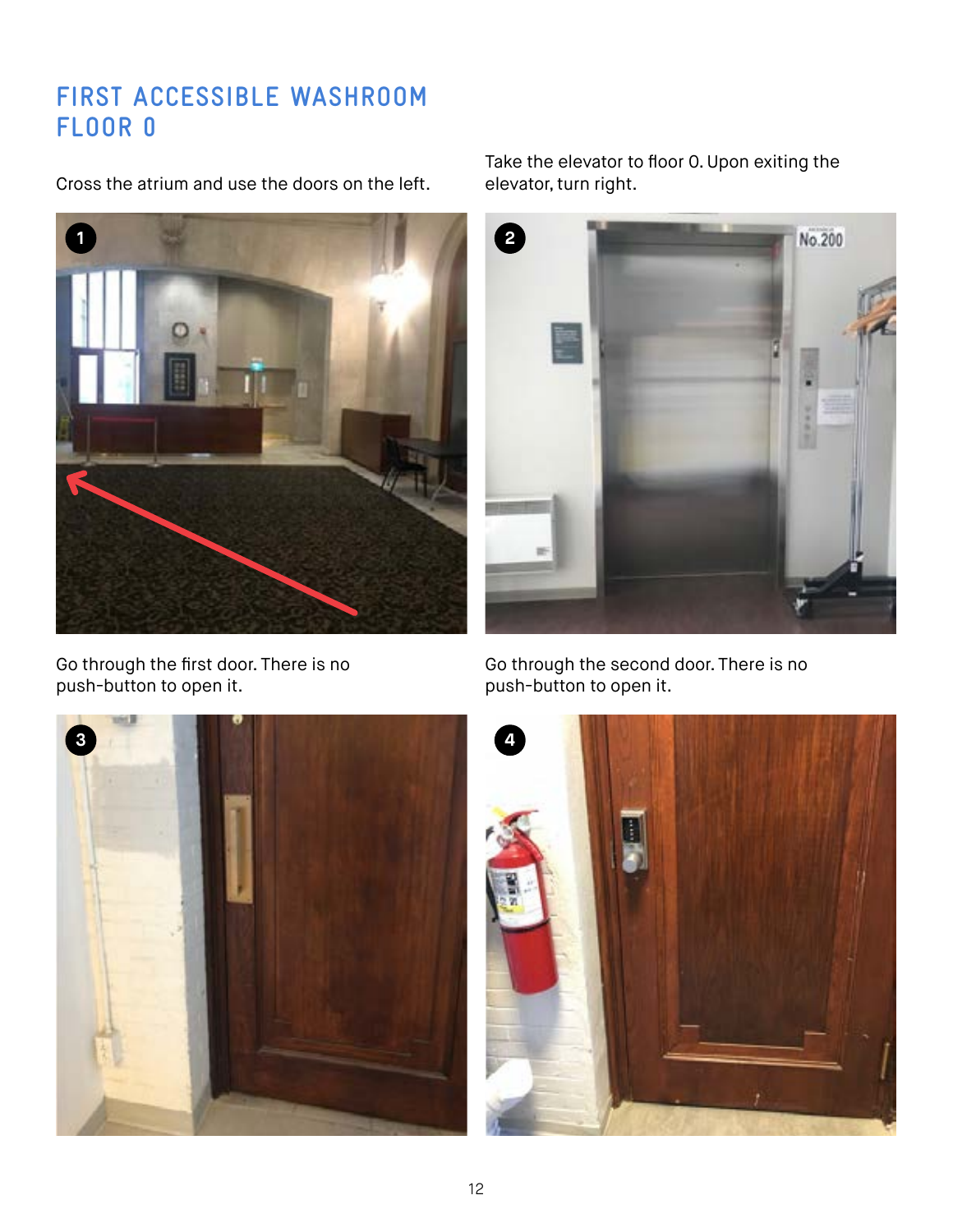# FIRST ACCESSIBLE WASHROOM FLOOR 0

Cross the atrium and use the doors on the left.

Take the elevator to floor 0. Upon exiting the elevator, turn right.

Go through the first door. There is no push-button to open it.

Go through the second door. There is no push-button to open it.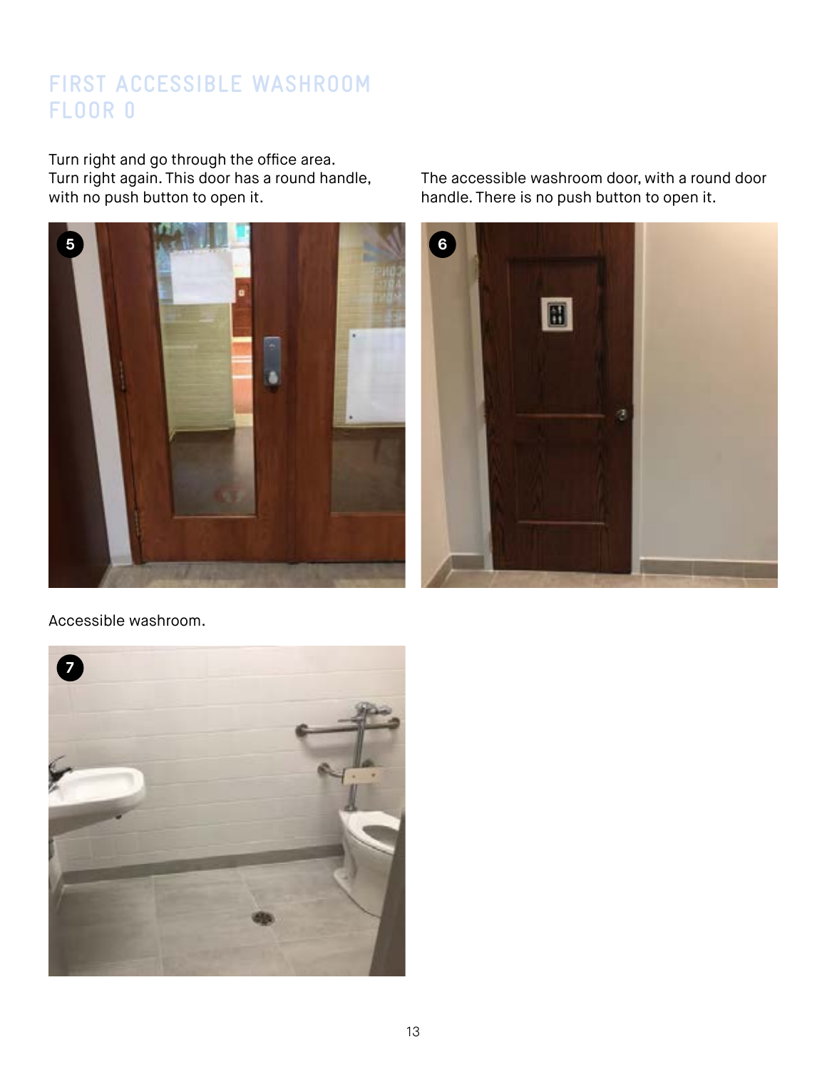# FIRST ACCESSIBLE WASHROOM FLOOR 0

Turn right and go through the office area. Turn right again. This door has a round handle, with no push button to open it.

The accessible washroom door, with a round door handle. There is no push button to open it.

Accessible washroom.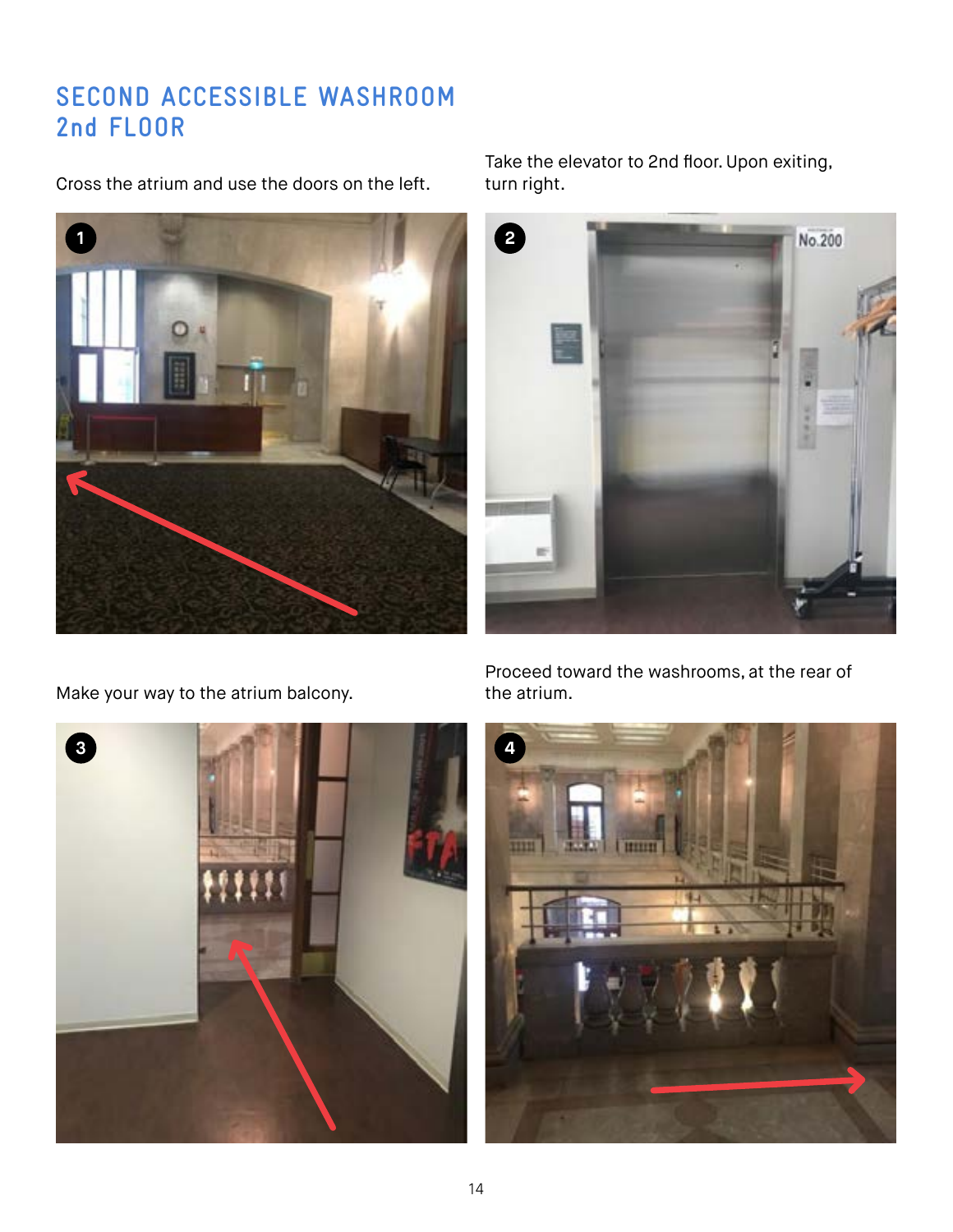# SECOND ACCESSIBLE WASHROOM 2nd FLOOR

1. Cross the atrium and use the doors on the left.

2. Take the elevator to 2nd floor. Upon exiting, turn right.

3. Make your way to the atrium balcony.

4. Proceed toward the washrooms, at the rear of the atrium.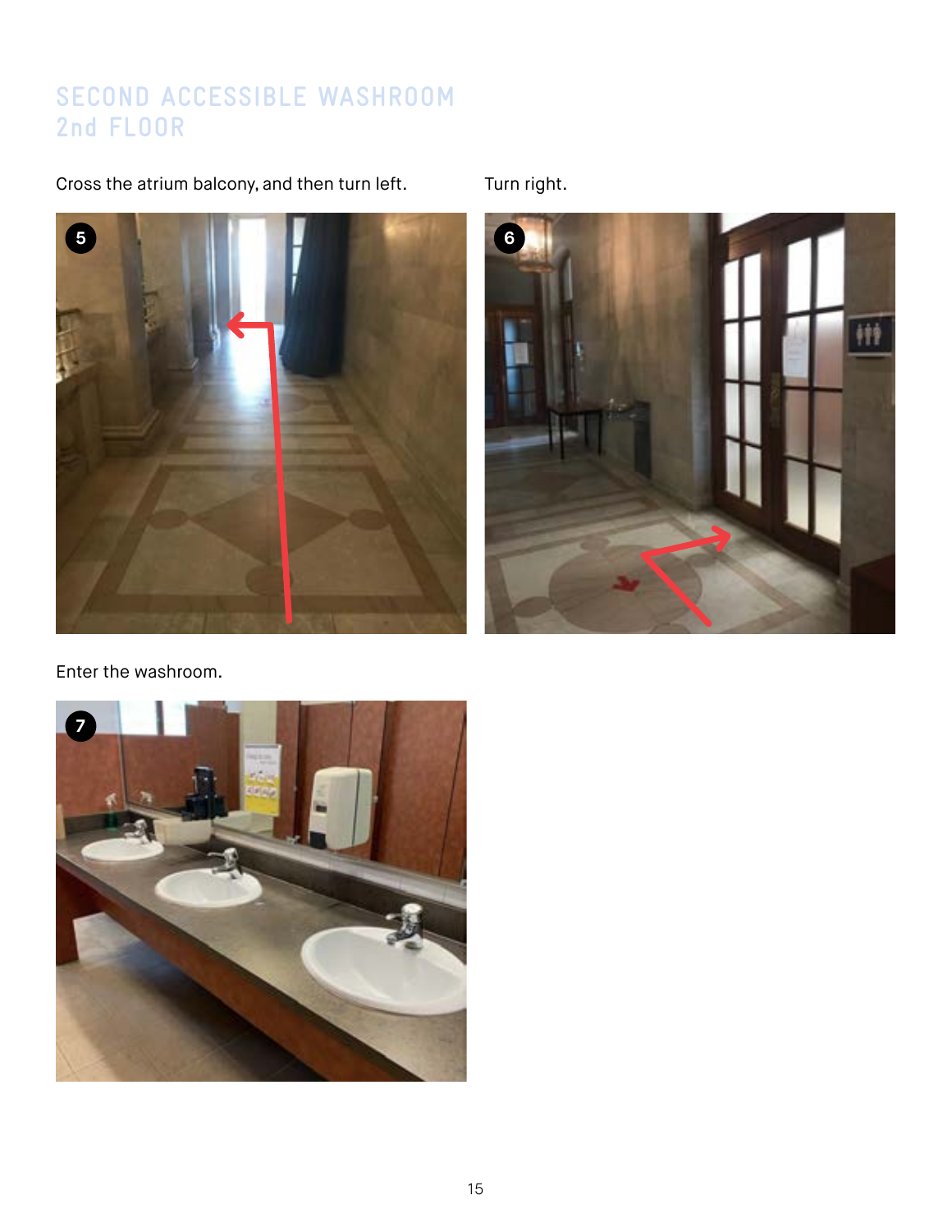# SECOND ACCESSIBLE WASHROOM
# 2nd FLOOR

Cross the atrium balcony, and then turn left.

Turn right.

Enter the washroom.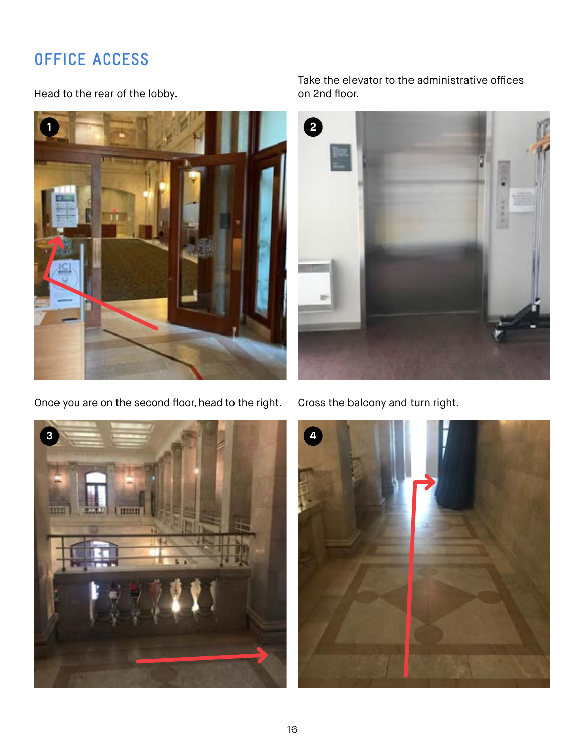# OFFICE ACCESS

Head to the rear of the lobby.

Take the elevator to the administrative offices on 2nd floor.

Once you are on the second floor, head to the right.

Cross the balcony and turn right.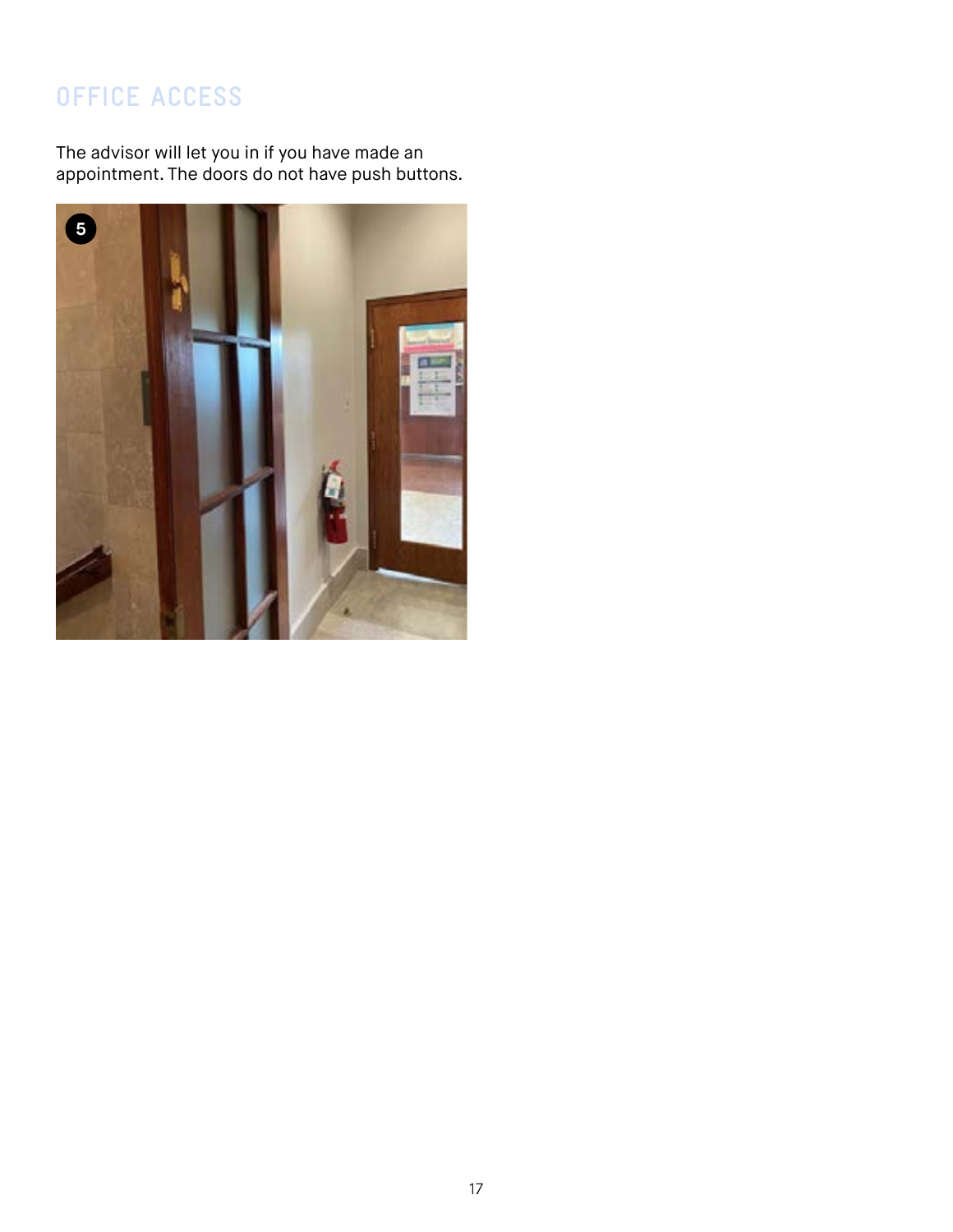## OFFICE ACCESS

The advisor will let you in if you have made an appointment. The doors do not have push buttons.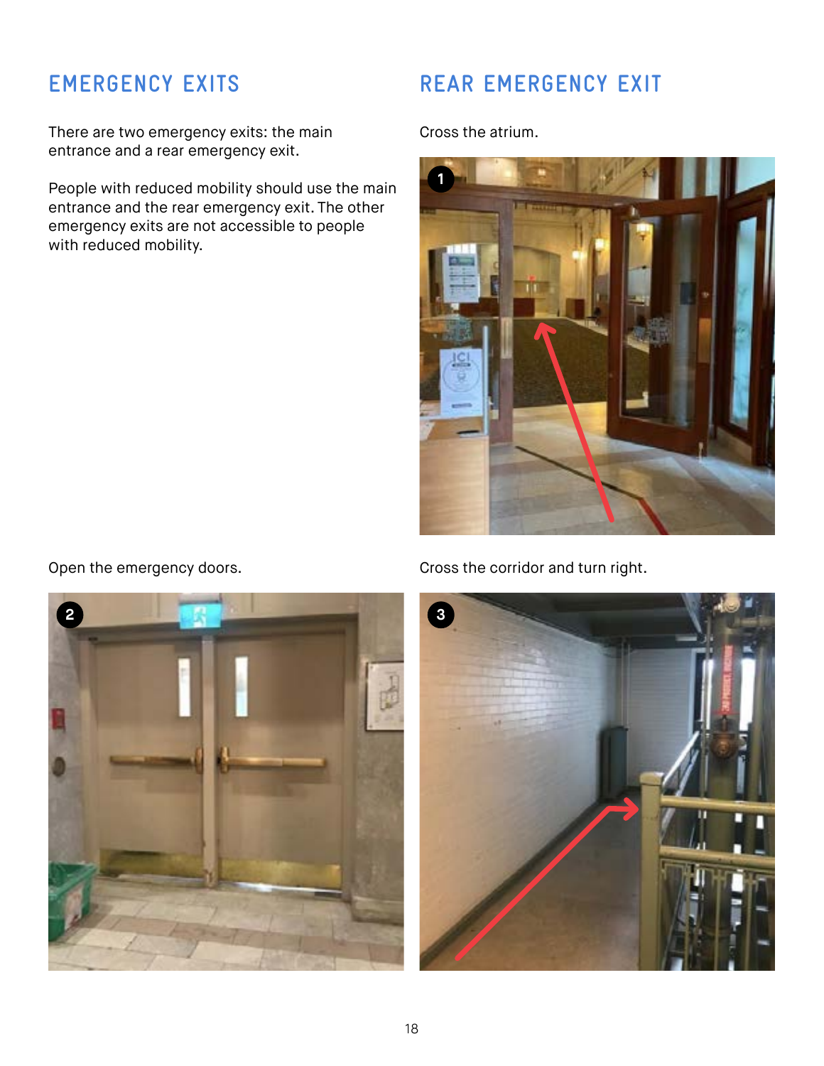## EMERGENCY EXITS

There are two emergency exits: the main entrance and a rear emergency exit.

People with reduced mobility should use the main entrance and the rear emergency exit. The other emergency exits are not accessible to people with reduced mobility.

## REAR EMERGENCY EXIT

Cross the atrium.

Open the emergency doors.

Cross the corridor and turn right.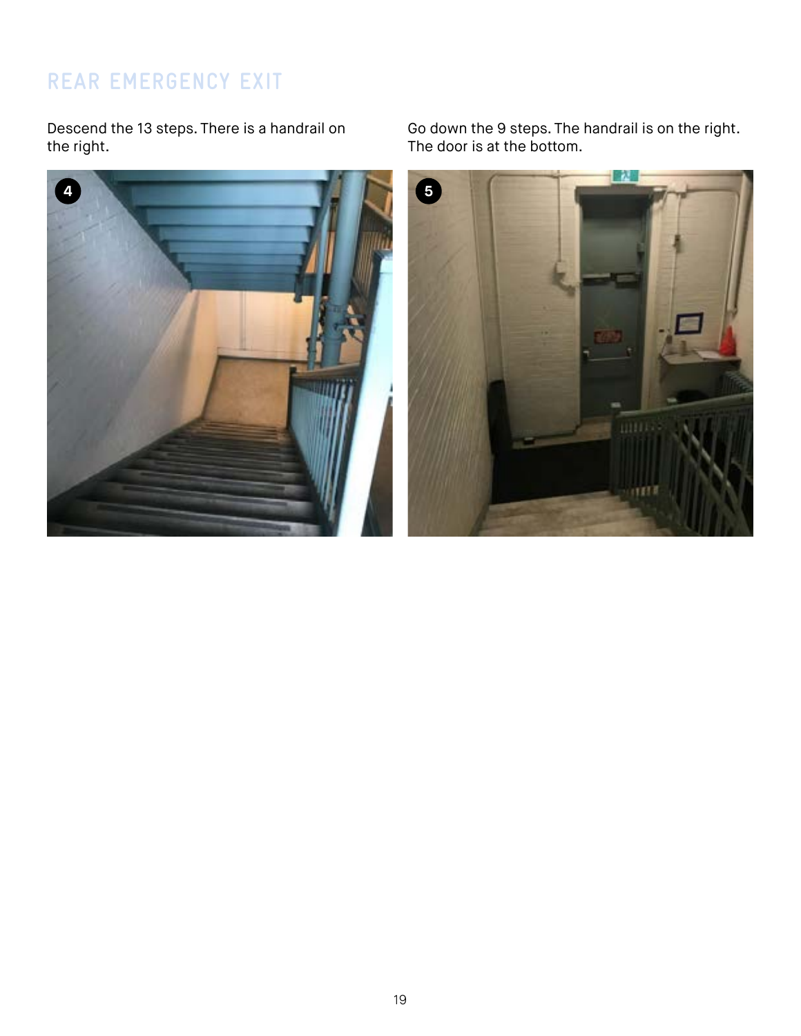## REAR EMERGENCY EXIT

Descend the 13 steps. There is a handrail on the right.

Go down the 9 steps. The handrail is on the right. The door is at the bottom.